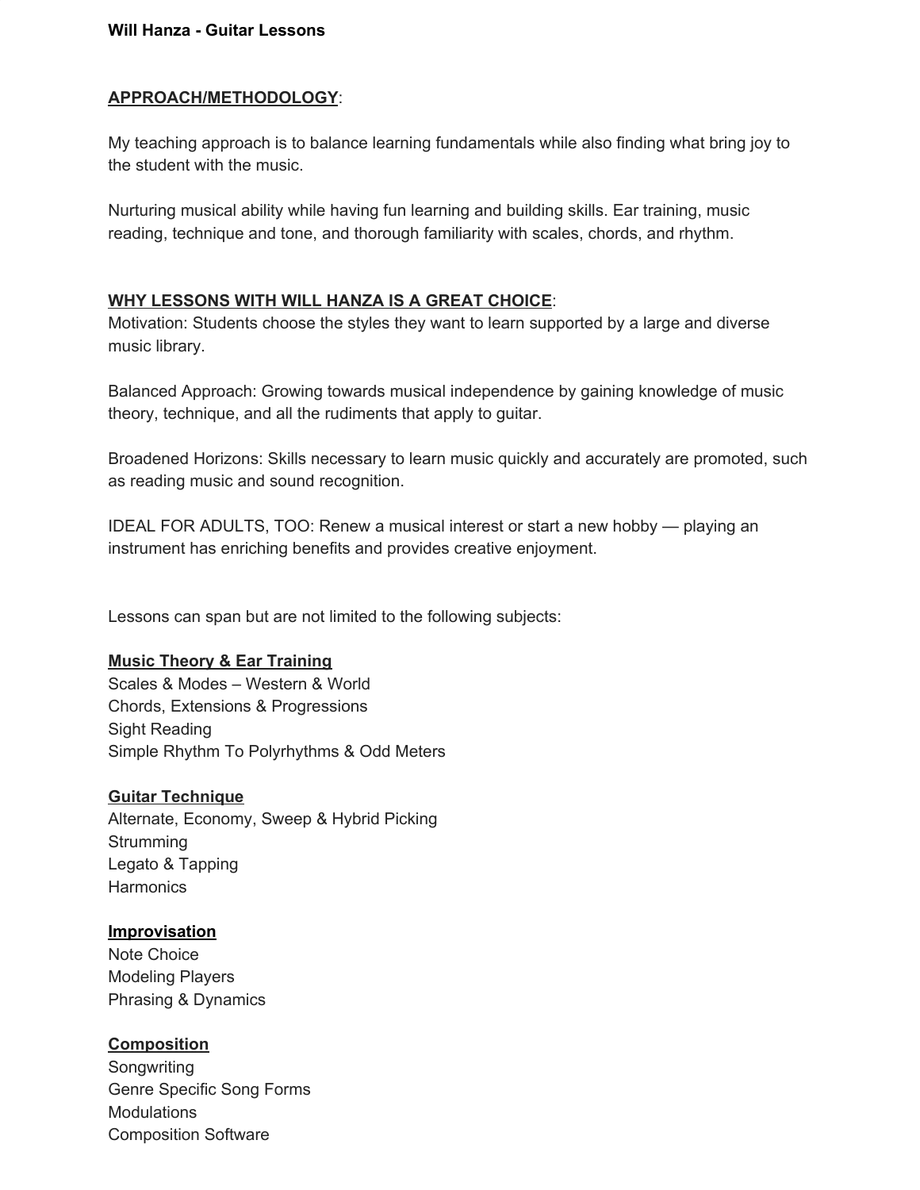**Will Hanza - Guitar Lessons**

**APPROACH/METHODOLOGY**:

My teaching approach is to balance learning fundamentals while also finding what bring joy to the student with the music.

Nurturing musical ability while having fun learning and building skills. Ear training, music reading, technique and tone, and thorough familiarity with scales, chords, and rhythm.

**WHY LESSONS WITH WILL HANZA IS A GREAT CHOICE**:

Motivation: Students choose the styles they want to learn supported by a large and diverse music library.

Balanced Approach: Growing towards musical independence by gaining knowledge of music theory, technique, and all the rudiments that apply to guitar.

Broadened Horizons: Skills necessary to learn music quickly and accurately are promoted, such as reading music and sound recognition.

IDEAL FOR ADULTS, TOO: Renew a musical interest or start a new hobby — playing an instrument has enriching benefits and provides creative enjoyment.

Lessons can span but are not limited to the following subjects:

**Music Theory & Ear Training**

Scales & Modes – Western & World
Chords, Extensions & Progressions
Sight Reading
Simple Rhythm To Polyrhythms & Odd Meters

**Guitar Technique**

Alternate, Economy, Sweep & Hybrid Picking
Strumming
Legato & Tapping
Harmonics

**Improvisation**

Note Choice
Modeling Players
Phrasing & Dynamics

**Composition**

Songwriting
Genre Specific Song Forms
Modulations
Composition Software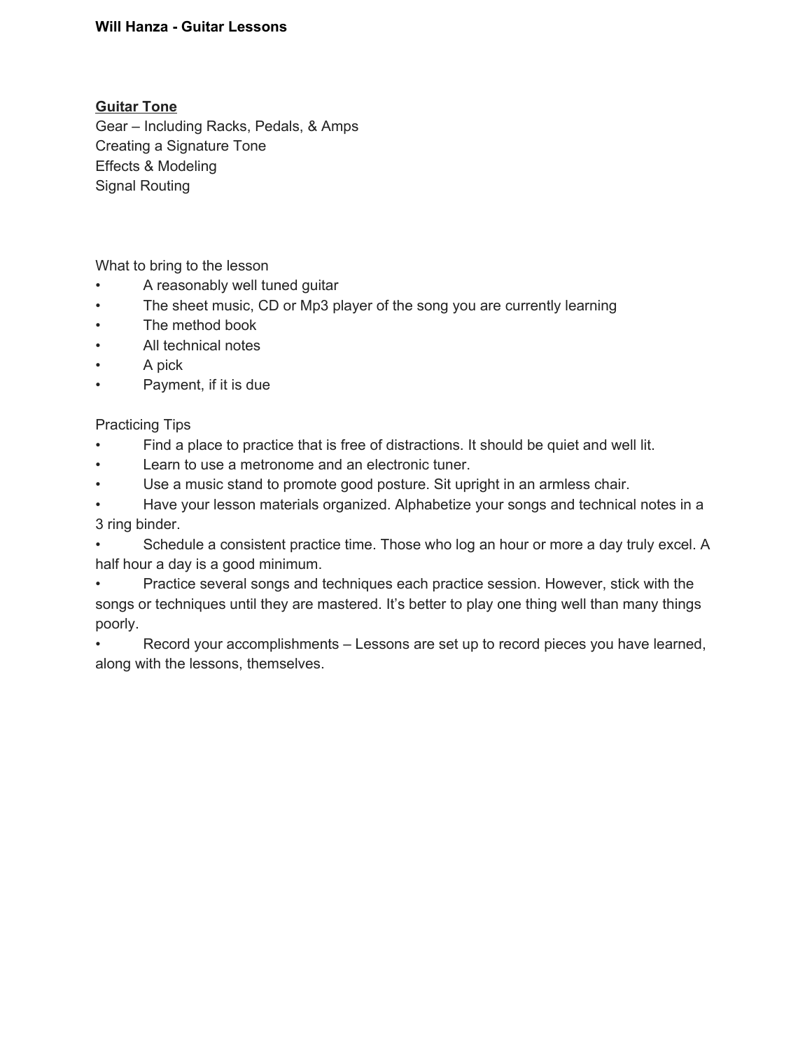**Guitar Tone**

Gear – Including Racks, Pedals, & Amps
Creating a Signature Tone
Effects & Modeling
Signal Routing

What to bring to the lesson

- A reasonably well tuned guitar
- The sheet music, CD or Mp3 player of the song you are currently learning
- The method book
- All technical notes
- A pick
- Payment, if it is due

Practicing Tips

- Find a place to practice that is free of distractions. It should be quiet and well lit.
- Learn to use a metronome and an electronic tuner.
- Use a music stand to promote good posture. Sit upright in an armless chair.
- Have your lesson materials organized. Alphabetize your songs and technical notes in a 3 ring binder.
- Schedule a consistent practice time. Those who log an hour or more a day truly excel. A half hour a day is a good minimum.
- Practice several songs and techniques each practice session. However, stick with the songs or techniques until they are mastered. It's better to play one thing well than many things poorly.
- Record your accomplishments – Lessons are set up to record pieces you have learned, along with the lessons, themselves.